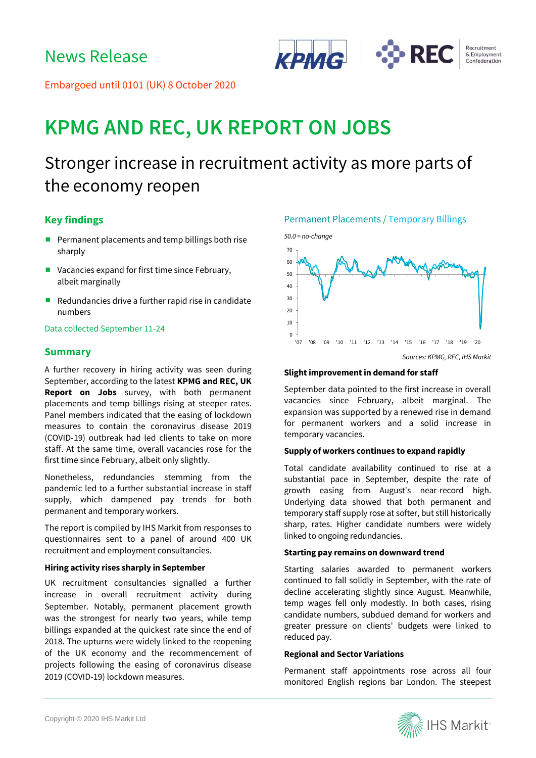News Release

Embargoed until 0101 (UK) 8 October 2020

# KPMG AND REC, UK REPORT ON JOBS

## Stronger increase in recruitment activity as more parts of the economy reopen

### Key findings

- Permanent placements and temp billings both rise sharply
- Vacancies expand for first time since February, albeit marginally
- Redundancies drive a further rapid rise in candidate numbers

Data collected September 11-24

### Summary

A further recovery in hiring activity was seen during September, according to the latest **KPMG and REC, UK Report on Jobs** survey, with both permanent placements and temp billings rising at steeper rates. Panel members indicated that the easing of lockdown measures to contain the coronavirus disease 2019 (COVID-19) outbreak had led clients to take on more staff. At the same time, overall vacancies rose for the first time since February, albeit only slightly.

Nonetheless, redundancies stemming from the pandemic led to a further substantial increase in staff supply, which dampened pay trends for both permanent and temporary workers.

The report is compiled by IHS Markit from responses to questionnaires sent to a panel of around 400 UK recruitment and employment consultancies.

#### Hiring activity rises sharply in September

UK recruitment consultancies signalled a further increase in overall recruitment activity during September. Notably, permanent placement growth was the strongest for nearly two years, while temp billings expanded at the quickest rate since the end of 2018. The upturns were widely linked to the reopening of the UK economy and the recommencement of projects following the easing of coronavirus disease 2019 (COVID-19) lockdown measures.

Permanent Placements / Temporary Billings

*50.0 = no-change*

*Sources: KPMG, REC, IHS Markit*

#### Slight improvement in demand for staff

September data pointed to the first increase in overall vacancies since February, albeit marginal. The expansion was supported by a renewed rise in demand for permanent workers and a solid increase in temporary vacancies.

#### Supply of workers continues to expand rapidly

Total candidate availability continued to rise at a substantial pace in September, despite the rate of growth easing from August's near-record high. Underlying data showed that both permanent and temporary staff supply rose at softer, but still historically sharp, rates. Higher candidate numbers were widely linked to ongoing redundancies.

#### Starting pay remains on downward trend

Starting salaries awarded to permanent workers continued to fall solidly in September, with the rate of decline accelerating slightly since August. Meanwhile, temp wages fell only modestly. In both cases, rising candidate numbers, subdued demand for workers and greater pressure on clients' budgets were linked to reduced pay.

#### Regional and Sector Variations

Permanent staff appointments rose across all four monitored English regions bar London. The steepest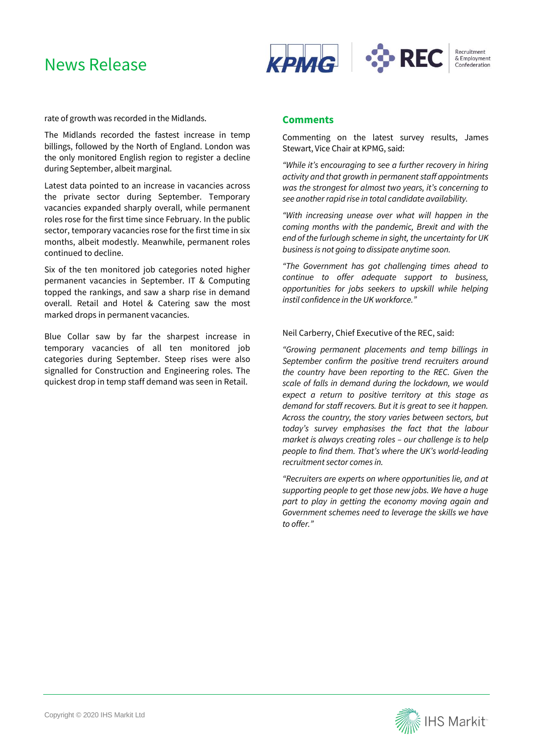rate of growth was recorded in the Midlands.

The Midlands recorded the fastest increase in temp billings, followed by the North of England. London was the only monitored English region to register a decline during September, albeit marginal.

Latest data pointed to an increase in vacancies across the private sector during September. Temporary vacancies expanded sharply overall, while permanent roles rose for the first time since February. In the public sector, temporary vacancies rose for the first time in six months, albeit modestly. Meanwhile, permanent roles continued to decline.

Six of the ten monitored job categories noted higher permanent vacancies in September. IT & Computing topped the rankings, and saw a sharp rise in demand overall. Retail and Hotel & Catering saw the most marked drops in permanent vacancies.

Blue Collar saw by far the sharpest increase in temporary vacancies of all ten monitored job categories during September. Steep rises were also signalled for Construction and Engineering roles. The quickest drop in temp staff demand was seen in Retail.

## Comments

Commenting on the latest survey results, James Stewart, Vice Chair at KPMG, said:

*"While it's encouraging to see a further recovery in hiring activity and that growth in permanent staff appointments was the strongest for almost two years, it's concerning to see another rapid rise in total candidate availability.*

*"With increasing unease over what will happen in the coming months with the pandemic, Brexit and with the end of the furlough scheme in sight, the uncertainty for UK business is not going to dissipate anytime soon.*

*"The Government has got challenging times ahead to continue to offer adequate support to business, opportunities for jobs seekers to upskill while helping instil confidence in the UK workforce."*

Neil Carberry, Chief Executive of the REC, said:

*"Growing permanent placements and temp billings in September confirm the positive trend recruiters around the country have been reporting to the REC. Given the scale of falls in demand during the lockdown, we would expect a return to positive territory at this stage as demand for staff recovers. But it is great to see it happen. Across the country, the story varies between sectors, but today's survey emphasises the fact that the labour market is always creating roles – our challenge is to help people to find them. That's where the UK's world-leading recruitment sector comes in.*

*"Recruiters are experts on where opportunities lie, and at supporting people to get those new jobs. We have a huge part to play in getting the economy moving again and Government schemes need to leverage the skills we have to offer."*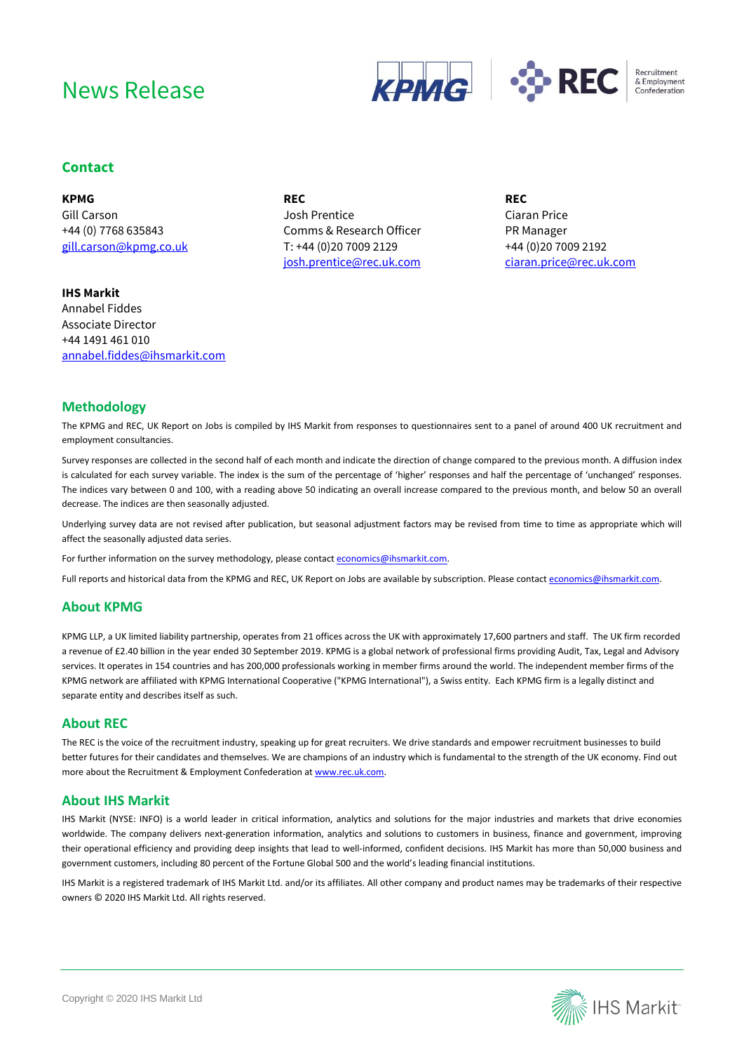# News Release

## Contact

**KPMG**
Gill Carson
+44 (0) 7768 635843
gill.carson@kpmg.co.uk

**REC**
Josh Prentice
Comms & Research Officer
T: +44 (0)20 7009 2129
josh.prentice@rec.uk.com

**REC**
Ciaran Price
PR Manager
+44 (0)20 7009 2192
ciaran.price@rec.uk.com

**IHS Markit**
Annabel Fiddes
Associate Director
+44 1491 461 010
annabel.fiddes@ihsmarkit.com

## Methodology

The KPMG and REC, UK Report on Jobs is compiled by IHS Markit from responses to questionnaires sent to a panel of around 400 UK recruitment and employment consultancies.

Survey responses are collected in the second half of each month and indicate the direction of change compared to the previous month. A diffusion index is calculated for each survey variable. The index is the sum of the percentage of 'higher' responses and half the percentage of 'unchanged' responses. The indices vary between 0 and 100, with a reading above 50 indicating an overall increase compared to the previous month, and below 50 an overall decrease. The indices are then seasonally adjusted.

Underlying survey data are not revised after publication, but seasonal adjustment factors may be revised from time to time as appropriate which will affect the seasonally adjusted data series.

For further information on the survey methodology, please contact economics@ihsmarkit.com.

Full reports and historical data from the KPMG and REC, UK Report on Jobs are available by subscription. Please contact economics@ihsmarkit.com.

## About KPMG

KPMG LLP, a UK limited liability partnership, operates from 21 offices across the UK with approximately 17,600 partners and staff. The UK firm recorded a revenue of £2.40 billion in the year ended 30 September 2019. KPMG is a global network of professional firms providing Audit, Tax, Legal and Advisory services. It operates in 154 countries and has 200,000 professionals working in member firms around the world. The independent member firms of the KPMG network are affiliated with KPMG International Cooperative ("KPMG International"), a Swiss entity. Each KPMG firm is a legally distinct and separate entity and describes itself as such.

## About REC

The REC is the voice of the recruitment industry, speaking up for great recruiters. We drive standards and empower recruitment businesses to build better futures for their candidates and themselves. We are champions of an industry which is fundamental to the strength of the UK economy. Find out more about the Recruitment & Employment Confederation at www.rec.uk.com.

## About IHS Markit

IHS Markit (NYSE: INFO) is a world leader in critical information, analytics and solutions for the major industries and markets that drive economies worldwide. The company delivers next-generation information, analytics and solutions to customers in business, finance and government, improving their operational efficiency and providing deep insights that lead to well-informed, confident decisions. IHS Markit has more than 50,000 business and government customers, including 80 percent of the Fortune Global 500 and the world's leading financial institutions.

IHS Markit is a registered trademark of IHS Markit Ltd. and/or its affiliates. All other company and product names may be trademarks of their respective owners © 2020 IHS Markit Ltd. All rights reserved.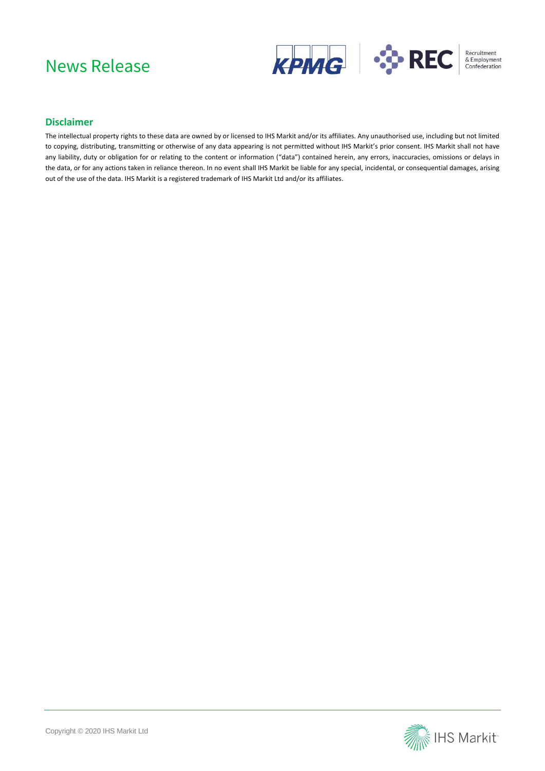## Disclaimer

The intellectual property rights to these data are owned by or licensed to IHS Markit and/or its affiliates. Any unauthorised use, including but not limited to copying, distributing, transmitting or otherwise of any data appearing is not permitted without IHS Markit's prior consent. IHS Markit shall not have any liability, duty or obligation for or relating to the content or information ("data") contained herein, any errors, inaccuracies, omissions or delays in the data, or for any actions taken in reliance thereon. In no event shall IHS Markit be liable for any special, incidental, or consequential damages, arising out of the use of the data. IHS Markit is a registered trademark of IHS Markit Ltd and/or its affiliates.

Copyright © 2020 IHS Markit Ltd